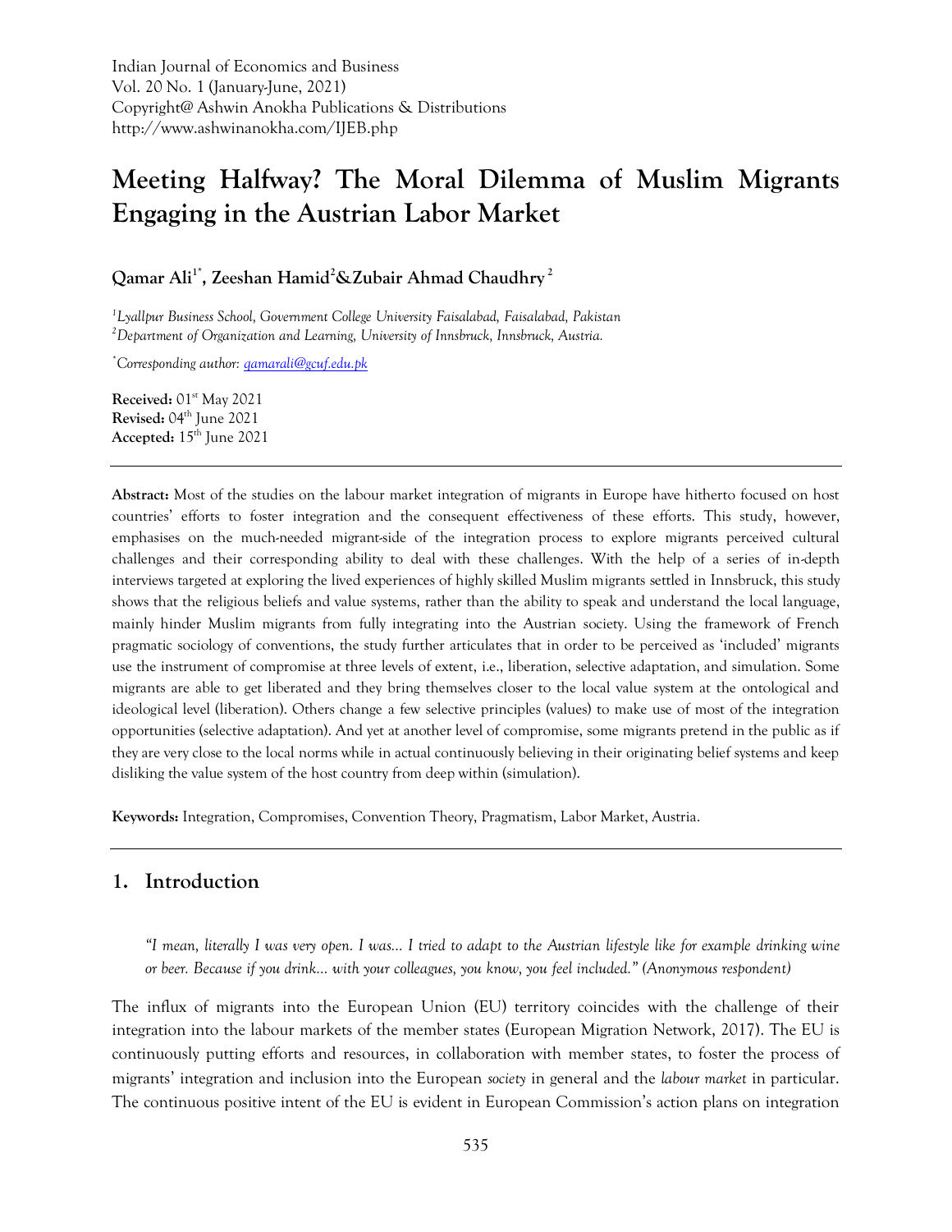# Meeting Halfway? The Moral Dilemma of Muslim Migrants Engaging in the Austrian Labor Market

**Qamar Ali[1*], Zeeshan Hamid[2] & Zubair Ahmad Chaudhry[2]**

*[1]Lyallpur Business School, Government College University Faisalabad, Faisalabad, Pakistan*
*[2]Department of Organization and Learning, University of Innsbruck, Innsbruck, Austria.*

*[*]Corresponding author: qamarali@gcuf.edu.pk*

**Received:** 01st May 2021
**Revised:** 04th June 2021
**Accepted:** 15th June 2021

---

**Abstract:** Most of the studies on the labour market integration of migrants in Europe have hitherto focused on host countries' efforts to foster integration and the consequent effectiveness of these efforts. This study, however, emphasises on the much-needed migrant-side of the integration process to explore migrants perceived cultural challenges and their corresponding ability to deal with these challenges. With the help of a series of in-depth interviews targeted at exploring the lived experiences of highly skilled Muslim migrants settled in Innsbruck, this study shows that the religious beliefs and value systems, rather than the ability to speak and understand the local language, mainly hinder Muslim migrants from fully integrating into the Austrian society. Using the framework of French pragmatic sociology of conventions, the study further articulates that in order to be perceived as 'included' migrants use the instrument of compromise at three levels of extent, i.e., liberation, selective adaptation, and simulation. Some migrants are able to get liberated and they bring themselves closer to the local value system at the ontological and ideological level (liberation). Others change a few selective principles (values) to make use of most of the integration opportunities (selective adaptation). And yet at another level of compromise, some migrants pretend in the public as if they are very close to the local norms while in actual continuously believing in their originating belief systems and keep disliking the value system of the host country from deep within (simulation).

**Keywords:** Integration, Compromises, Convention Theory, Pragmatism, Labor Market, Austria.

---

## 1. Introduction

*"I mean, literally I was very open. I was... I tried to adapt to the Austrian lifestyle like for example drinking wine or beer. Because if you drink... with your colleagues, you know, you feel included." (Anonymous respondent)*

The influx of migrants into the European Union (EU) territory coincides with the challenge of their integration into the labour markets of the member states (European Migration Network, 2017). The EU is continuously putting efforts and resources, in collaboration with member states, to foster the process of migrants' integration and inclusion into the European *society* in general and the *labour market* in particular. The continuous positive intent of the EU is evident in European Commission's action plans on integration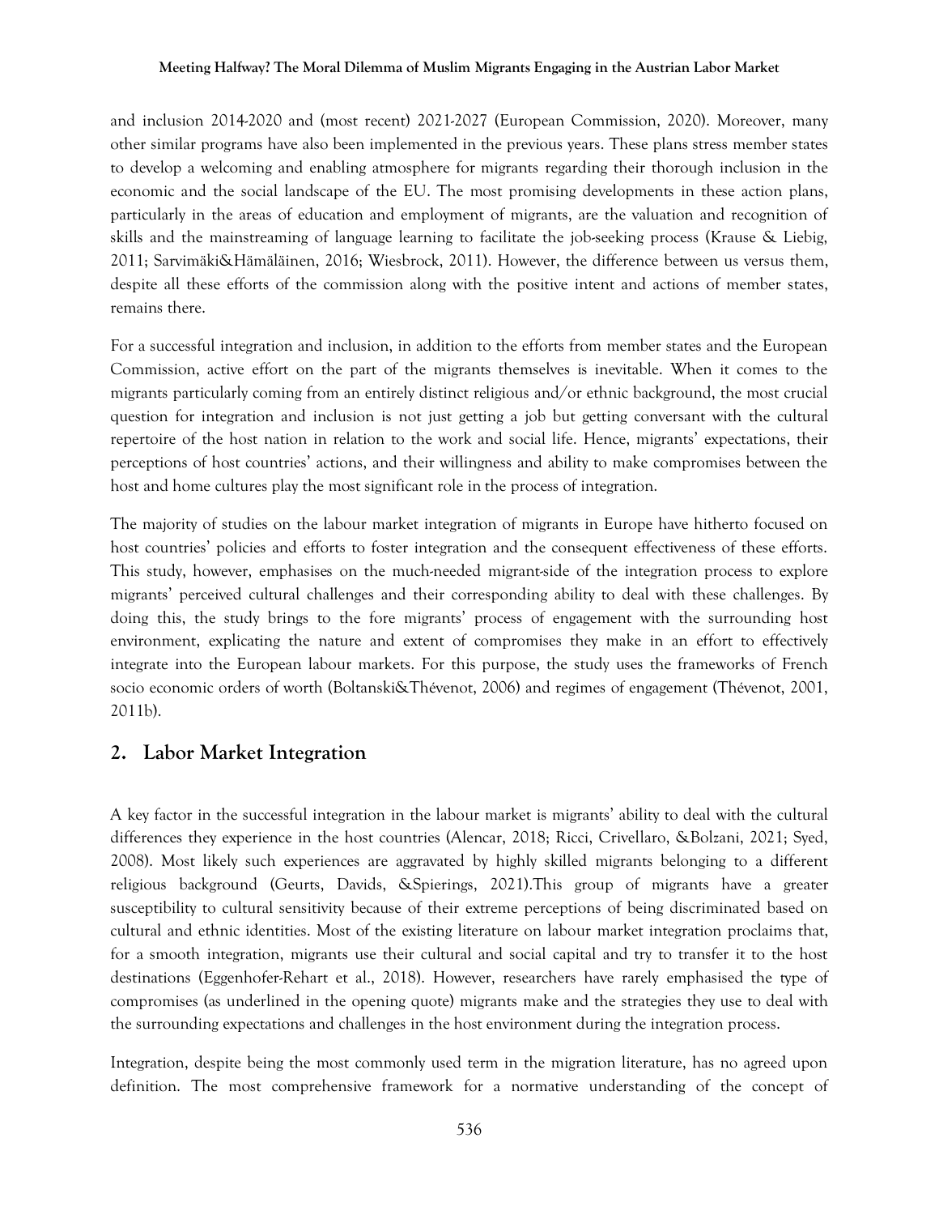and inclusion 2014-2020 and (most recent) 2021-2027 (European Commission, 2020). Moreover, many other similar programs have also been implemented in the previous years. These plans stress member states to develop a welcoming and enabling atmosphere for migrants regarding their thorough inclusion in the economic and the social landscape of the EU. The most promising developments in these action plans, particularly in the areas of education and employment of migrants, are the valuation and recognition of skills and the mainstreaming of language learning to facilitate the job-seeking process (Krause & Liebig, 2011; Sarvimäki&Hämäläinen, 2016; Wiesbrock, 2011). However, the difference between us versus them, despite all these efforts of the commission along with the positive intent and actions of member states, remains there.

For a successful integration and inclusion, in addition to the efforts from member states and the European Commission, active effort on the part of the migrants themselves is inevitable. When it comes to the migrants particularly coming from an entirely distinct religious and/or ethnic background, the most crucial question for integration and inclusion is not just getting a job but getting conversant with the cultural repertoire of the host nation in relation to the work and social life. Hence, migrants' expectations, their perceptions of host countries' actions, and their willingness and ability to make compromises between the host and home cultures play the most significant role in the process of integration.

The majority of studies on the labour market integration of migrants in Europe have hitherto focused on host countries' policies and efforts to foster integration and the consequent effectiveness of these efforts. This study, however, emphasises on the much-needed migrant-side of the integration process to explore migrants' perceived cultural challenges and their corresponding ability to deal with these challenges. By doing this, the study brings to the fore migrants' process of engagement with the surrounding host environment, explicating the nature and extent of compromises they make in an effort to effectively integrate into the European labour markets. For this purpose, the study uses the frameworks of French socio economic orders of worth (Boltanski&Thévenot, 2006) and regimes of engagement (Thévenot, 2001, 2011b).

## 2. Labor Market Integration

A key factor in the successful integration in the labour market is migrants' ability to deal with the cultural differences they experience in the host countries (Alencar, 2018; Ricci, Crivellaro, &Bolzani, 2021; Syed, 2008). Most likely such experiences are aggravated by highly skilled migrants belonging to a different religious background (Geurts, Davids, &Spierings, 2021).This group of migrants have a greater susceptibility to cultural sensitivity because of their extreme perceptions of being discriminated based on cultural and ethnic identities. Most of the existing literature on labour market integration proclaims that, for a smooth integration, migrants use their cultural and social capital and try to transfer it to the host destinations (Eggenhofer-Rehart et al., 2018). However, researchers have rarely emphasised the type of compromises (as underlined in the opening quote) migrants make and the strategies they use to deal with the surrounding expectations and challenges in the host environment during the integration process.

Integration, despite being the most commonly used term in the migration literature, has no agreed upon definition. The most comprehensive framework for a normative understanding of the concept of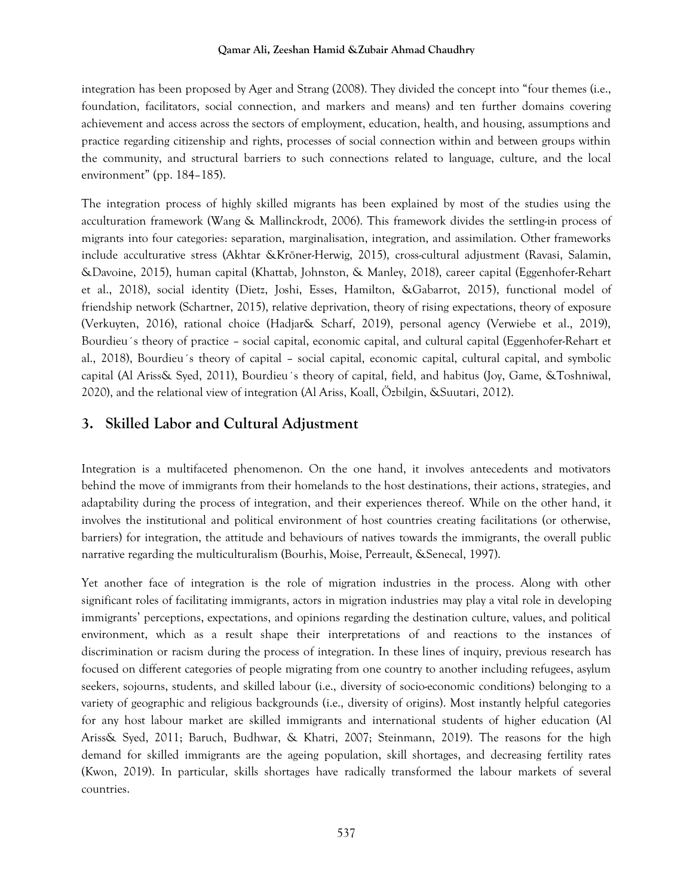integration has been proposed by Ager and Strang (2008). They divided the concept into "four themes (i.e., foundation, facilitators, social connection, and markers and means) and ten further domains covering achievement and access across the sectors of employment, education, health, and housing, assumptions and practice regarding citizenship and rights, processes of social connection within and between groups within the community, and structural barriers to such connections related to language, culture, and the local environment" (pp. 184–185).

The integration process of highly skilled migrants has been explained by most of the studies using the acculturation framework (Wang & Mallinckrodt, 2006). This framework divides the settling-in process of migrants into four categories: separation, marginalisation, integration, and assimilation. Other frameworks include acculturative stress (Akhtar &Kröner-Herwig, 2015), cross-cultural adjustment (Ravasi, Salamin, &Davoine, 2015), human capital (Khattab, Johnston, & Manley, 2018), career capital (Eggenhofer-Rehart et al., 2018), social identity (Dietz, Joshi, Esses, Hamilton, &Gabarrot, 2015), functional model of friendship network (Schartner, 2015), relative deprivation, theory of rising expectations, theory of exposure (Verkuyten, 2016), rational choice (Hadjar& Scharf, 2019), personal agency (Verwiebe et al., 2019), Bourdieu´s theory of practice – social capital, economic capital, and cultural capital (Eggenhofer-Rehart et al., 2018), Bourdieu´s theory of capital – social capital, economic capital, cultural capital, and symbolic capital (Al Ariss& Syed, 2011), Bourdieu´s theory of capital, field, and habitus (Joy, Game, &Toshniwal, 2020), and the relational view of integration (Al Ariss, Koall, Özbilgin, &Suutari, 2012).

## 3. Skilled Labor and Cultural Adjustment

Integration is a multifaceted phenomenon. On the one hand, it involves antecedents and motivators behind the move of immigrants from their homelands to the host destinations, their actions, strategies, and adaptability during the process of integration, and their experiences thereof. While on the other hand, it involves the institutional and political environment of host countries creating facilitations (or otherwise, barriers) for integration, the attitude and behaviours of natives towards the immigrants, the overall public narrative regarding the multiculturalism (Bourhis, Moise, Perreault, &Senecal, 1997).

Yet another face of integration is the role of migration industries in the process. Along with other significant roles of facilitating immigrants, actors in migration industries may play a vital role in developing immigrants' perceptions, expectations, and opinions regarding the destination culture, values, and political environment, which as a result shape their interpretations of and reactions to the instances of discrimination or racism during the process of integration. In these lines of inquiry, previous research has focused on different categories of people migrating from one country to another including refugees, asylum seekers, sojourns, students, and skilled labour (i.e., diversity of socio-economic conditions) belonging to a variety of geographic and religious backgrounds (i.e., diversity of origins). Most instantly helpful categories for any host labour market are skilled immigrants and international students of higher education (Al Ariss& Syed, 2011; Baruch, Budhwar, & Khatri, 2007; Steinmann, 2019). The reasons for the high demand for skilled immigrants are the ageing population, skill shortages, and decreasing fertility rates (Kwon, 2019). In particular, skills shortages have radically transformed the labour markets of several countries.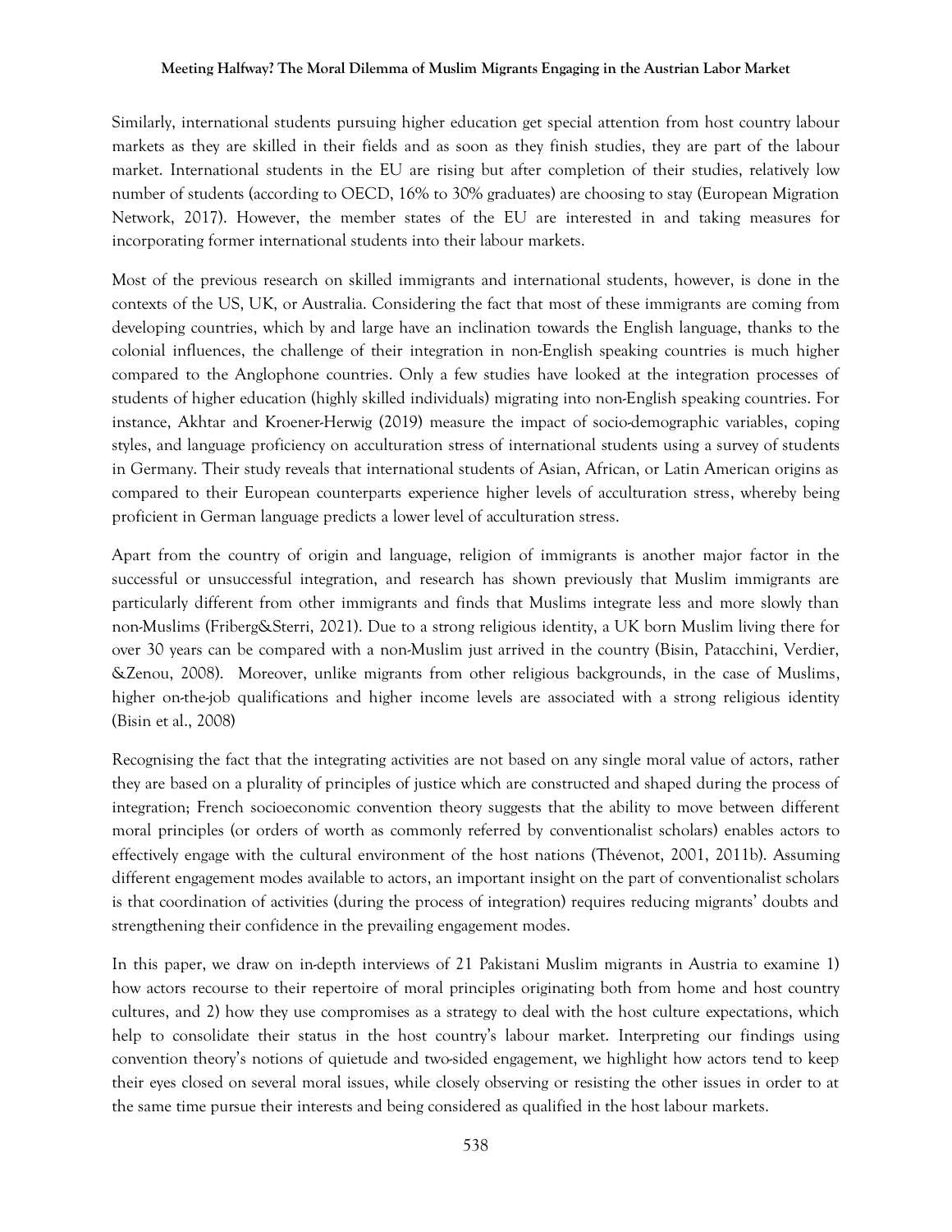Similarly, international students pursuing higher education get special attention from host country labour markets as they are skilled in their fields and as soon as they finish studies, they are part of the labour market. International students in the EU are rising but after completion of their studies, relatively low number of students (according to OECD, 16% to 30% graduates) are choosing to stay (European Migration Network, 2017). However, the member states of the EU are interested in and taking measures for incorporating former international students into their labour markets.

Most of the previous research on skilled immigrants and international students, however, is done in the contexts of the US, UK, or Australia. Considering the fact that most of these immigrants are coming from developing countries, which by and large have an inclination towards the English language, thanks to the colonial influences, the challenge of their integration in non-English speaking countries is much higher compared to the Anglophone countries. Only a few studies have looked at the integration processes of students of higher education (highly skilled individuals) migrating into non-English speaking countries. For instance, Akhtar and Kroener-Herwig (2019) measure the impact of socio-demographic variables, coping styles, and language proficiency on acculturation stress of international students using a survey of students in Germany. Their study reveals that international students of Asian, African, or Latin American origins as compared to their European counterparts experience higher levels of acculturation stress, whereby being proficient in German language predicts a lower level of acculturation stress.

Apart from the country of origin and language, religion of immigrants is another major factor in the successful or unsuccessful integration, and research has shown previously that Muslim immigrants are particularly different from other immigrants and finds that Muslims integrate less and more slowly than non-Muslims (Friberg&Sterri, 2021). Due to a strong religious identity, a UK born Muslim living there for over 30 years can be compared with a non-Muslim just arrived in the country (Bisin, Patacchini, Verdier, &Zenou, 2008). Moreover, unlike migrants from other religious backgrounds, in the case of Muslims, higher on-the-job qualifications and higher income levels are associated with a strong religious identity (Bisin et al., 2008)

Recognising the fact that the integrating activities are not based on any single moral value of actors, rather they are based on a plurality of principles of justice which are constructed and shaped during the process of integration; French socioeconomic convention theory suggests that the ability to move between different moral principles (or orders of worth as commonly referred by conventionalist scholars) enables actors to effectively engage with the cultural environment of the host nations (Thévenot, 2001, 2011b). Assuming different engagement modes available to actors, an important insight on the part of conventionalist scholars is that coordination of activities (during the process of integration) requires reducing migrants' doubts and strengthening their confidence in the prevailing engagement modes.

In this paper, we draw on in-depth interviews of 21 Pakistani Muslim migrants in Austria to examine 1) how actors recourse to their repertoire of moral principles originating both from home and host country cultures, and 2) how they use compromises as a strategy to deal with the host culture expectations, which help to consolidate their status in the host country's labour market. Interpreting our findings using convention theory's notions of quietude and two-sided engagement, we highlight how actors tend to keep their eyes closed on several moral issues, while closely observing or resisting the other issues in order to at the same time pursue their interests and being considered as qualified in the host labour markets.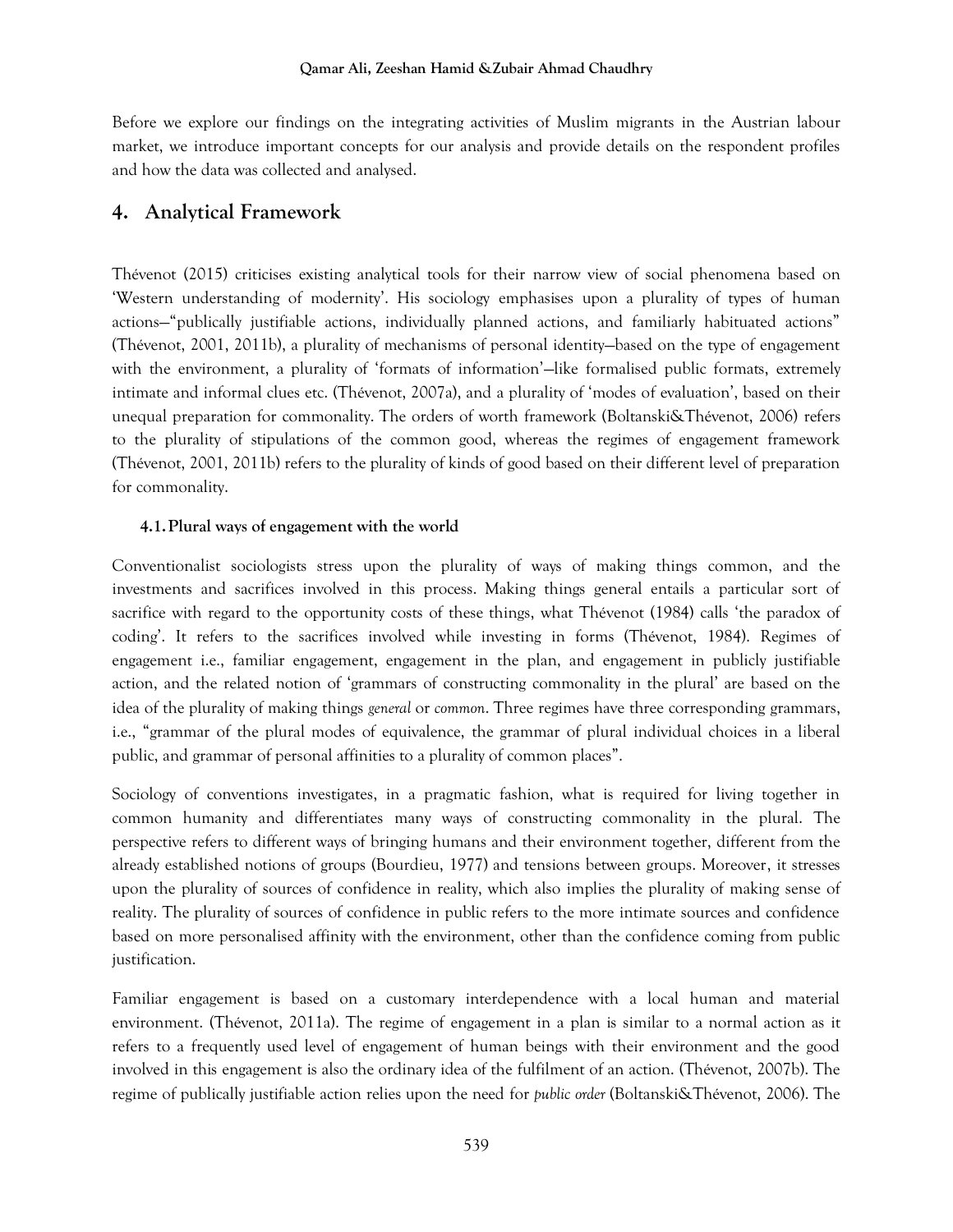Before we explore our findings on the integrating activities of Muslim migrants in the Austrian labour market, we introduce important concepts for our analysis and provide details on the respondent profiles and how the data was collected and analysed.

## 4. Analytical Framework

Thévenot (2015) criticises existing analytical tools for their narrow view of social phenomena based on 'Western understanding of modernity'. His sociology emphasises upon a plurality of types of human actions—"publically justifiable actions, individually planned actions, and familiarly habituated actions" (Thévenot, 2001, 2011b), a plurality of mechanisms of personal identity—based on the type of engagement with the environment, a plurality of 'formats of information'—like formalised public formats, extremely intimate and informal clues etc. (Thévenot, 2007a), and a plurality of 'modes of evaluation', based on their unequal preparation for commonality. The orders of worth framework (Boltanski&Thévenot, 2006) refers to the plurality of stipulations of the common good, whereas the regimes of engagement framework (Thévenot, 2001, 2011b) refers to the plurality of kinds of good based on their different level of preparation for commonality.

### 4.1. Plural ways of engagement with the world

Conventionalist sociologists stress upon the plurality of ways of making things common, and the investments and sacrifices involved in this process. Making things general entails a particular sort of sacrifice with regard to the opportunity costs of these things, what Thévenot (1984) calls 'the paradox of coding'. It refers to the sacrifices involved while investing in forms (Thévenot, 1984). Regimes of engagement i.e., familiar engagement, engagement in the plan, and engagement in publicly justifiable action, and the related notion of 'grammars of constructing commonality in the plural' are based on the idea of the plurality of making things *general* or *common*. Three regimes have three corresponding grammars, i.e., "grammar of the plural modes of equivalence, the grammar of plural individual choices in a liberal public, and grammar of personal affinities to a plurality of common places".

Sociology of conventions investigates, in a pragmatic fashion, what is required for living together in common humanity and differentiates many ways of constructing commonality in the plural. The perspective refers to different ways of bringing humans and their environment together, different from the already established notions of groups (Bourdieu, 1977) and tensions between groups. Moreover, it stresses upon the plurality of sources of confidence in reality, which also implies the plurality of making sense of reality. The plurality of sources of confidence in public refers to the more intimate sources and confidence based on more personalised affinity with the environment, other than the confidence coming from public justification.

Familiar engagement is based on a customary interdependence with a local human and material environment. (Thévenot, 2011a). The regime of engagement in a plan is similar to a normal action as it refers to a frequently used level of engagement of human beings with their environment and the good involved in this engagement is also the ordinary idea of the fulfilment of an action. (Thévenot, 2007b). The regime of publically justifiable action relies upon the need for *public order* (Boltanski&Thévenot, 2006). The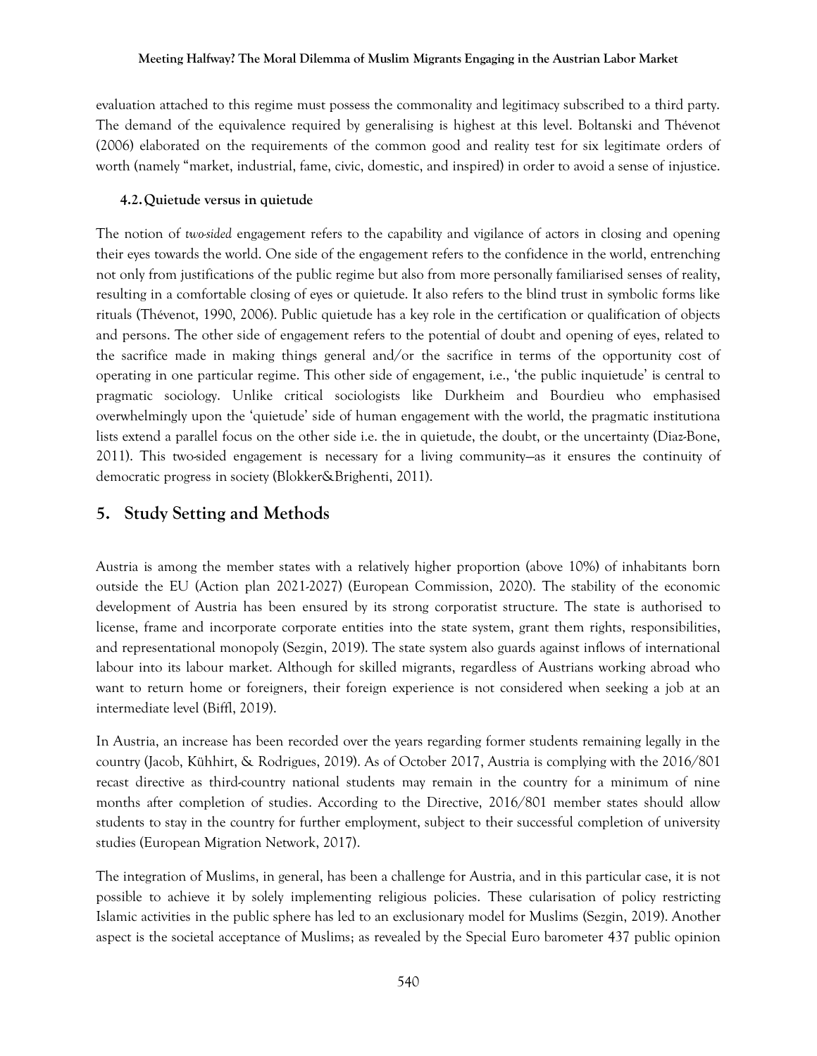evaluation attached to this regime must possess the commonality and legitimacy subscribed to a third party. The demand of the equivalence required by generalising is highest at this level. Boltanski and Thévenot (2006) elaborated on the requirements of the common good and reality test for six legitimate orders of worth (namely "market, industrial, fame, civic, domestic, and inspired) in order to avoid a sense of injustice.

### 4.2. Quietude versus in quietude

The notion of *two-sided* engagement refers to the capability and vigilance of actors in closing and opening their eyes towards the world. One side of the engagement refers to the confidence in the world, entrenching not only from justifications of the public regime but also from more personally familiarised senses of reality, resulting in a comfortable closing of eyes or quietude. It also refers to the blind trust in symbolic forms like rituals (Thévenot, 1990, 2006). Public quietude has a key role in the certification or qualification of objects and persons. The other side of engagement refers to the potential of doubt and opening of eyes, related to the sacrifice made in making things general and/or the sacrifice in terms of the opportunity cost of operating in one particular regime. This other side of engagement, i.e., 'the public inquietude' is central to pragmatic sociology. Unlike critical sociologists like Durkheim and Bourdieu who emphasised overwhelmingly upon the 'quietude' side of human engagement with the world, the pragmatic institutiona lists extend a parallel focus on the other side i.e. the in quietude, the doubt, or the uncertainty (Diaz-Bone, 2011). This two-sided engagement is necessary for a living community—as it ensures the continuity of democratic progress in society (Blokker&Brighenti, 2011).

## 5. Study Setting and Methods

Austria is among the member states with a relatively higher proportion (above 10%) of inhabitants born outside the EU (Action plan 2021-2027) (European Commission, 2020). The stability of the economic development of Austria has been ensured by its strong corporatist structure. The state is authorised to license, frame and incorporate corporate entities into the state system, grant them rights, responsibilities, and representational monopoly (Sezgin, 2019). The state system also guards against inflows of international labour into its labour market. Although for skilled migrants, regardless of Austrians working abroad who want to return home or foreigners, their foreign experience is not considered when seeking a job at an intermediate level (Biffl, 2019).

In Austria, an increase has been recorded over the years regarding former students remaining legally in the country (Jacob, Kühhirt, & Rodrigues, 2019). As of October 2017, Austria is complying with the 2016/801 recast directive as third-country national students may remain in the country for a minimum of nine months after completion of studies. According to the Directive, 2016/801 member states should allow students to stay in the country for further employment, subject to their successful completion of university studies (European Migration Network, 2017).

The integration of Muslims, in general, has been a challenge for Austria, and in this particular case, it is not possible to achieve it by solely implementing religious policies. These cularisation of policy restricting Islamic activities in the public sphere has led to an exclusionary model for Muslims (Sezgin, 2019). Another aspect is the societal acceptance of Muslims; as revealed by the Special Euro barometer 437 public opinion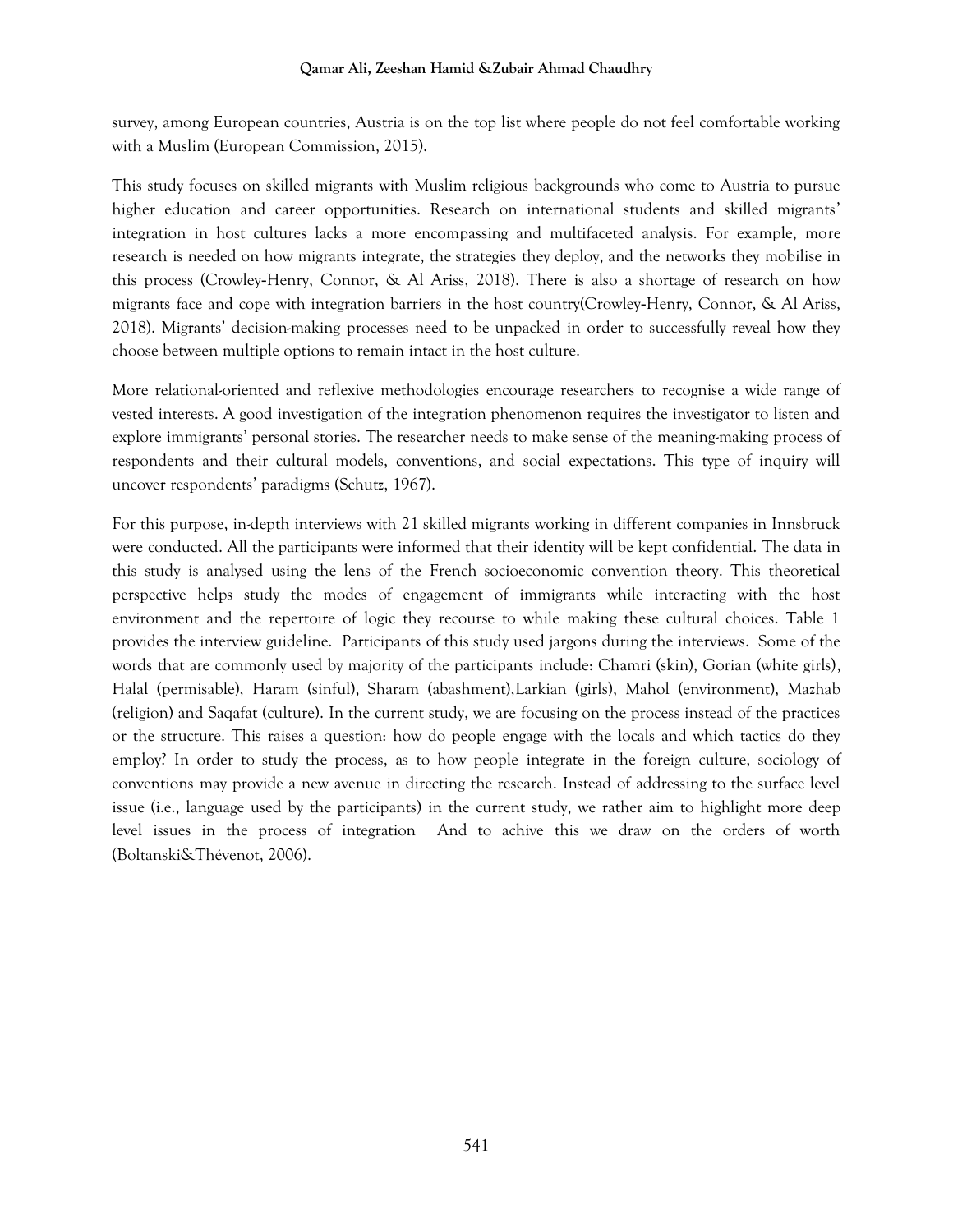survey, among European countries, Austria is on the top list where people do not feel comfortable working with a Muslim (European Commission, 2015).

This study focuses on skilled migrants with Muslim religious backgrounds who come to Austria to pursue higher education and career opportunities. Research on international students and skilled migrants' integration in host cultures lacks a more encompassing and multifaceted analysis. For example, more research is needed on how migrants integrate, the strategies they deploy, and the networks they mobilise in this process (Crowley-Henry, Connor, & Al Ariss, 2018). There is also a shortage of research on how migrants face and cope with integration barriers in the host country(Crowley-Henry, Connor, & Al Ariss, 2018). Migrants' decision-making processes need to be unpacked in order to successfully reveal how they choose between multiple options to remain intact in the host culture.

More relational-oriented and reflexive methodologies encourage researchers to recognise a wide range of vested interests. A good investigation of the integration phenomenon requires the investigator to listen and explore immigrants' personal stories. The researcher needs to make sense of the meaning-making process of respondents and their cultural models, conventions, and social expectations. This type of inquiry will uncover respondents' paradigms (Schutz, 1967).

For this purpose, in-depth interviews with 21 skilled migrants working in different companies in Innsbruck were conducted. All the participants were informed that their identity will be kept confidential. The data in this study is analysed using the lens of the French socioeconomic convention theory. This theoretical perspective helps study the modes of engagement of immigrants while interacting with the host environment and the repertoire of logic they recourse to while making these cultural choices. Table 1 provides the interview guideline. Participants of this study used jargons during the interviews. Some of the words that are commonly used by majority of the participants include: Chamri (skin), Gorian (white girls), Halal (permisable), Haram (sinful), Sharam (abashment),Larkian (girls), Mahol (environment), Mazhab (religion) and Saqafat (culture). In the current study, we are focusing on the process instead of the practices or the structure. This raises a question: how do people engage with the locals and which tactics do they employ? In order to study the process, as to how people integrate in the foreign culture, sociology of conventions may provide a new avenue in directing the research. Instead of addressing to the surface level issue (i.e., language used by the participants) in the current study, we rather aim to highlight more deep level issues in the process of integration And to achive this we draw on the orders of worth (Boltanski&Thévenot, 2006).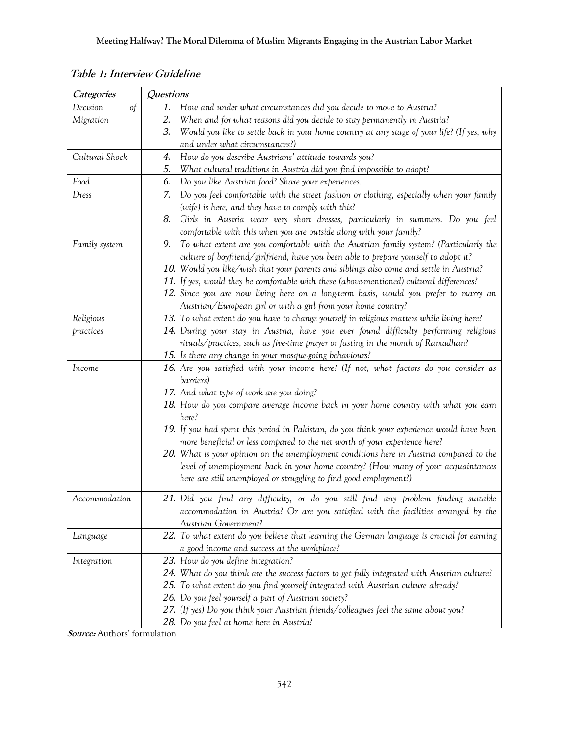**Table 1: Interview Guideline**

| *Categories* | *Questions* |
|---|---|
| *Decision of Migration* | *1. How and under what circumstances did you decide to move to Austria?*<br>*2. When and for what reasons did you decide to stay permanently in Austria?*<br>*3. Would you like to settle back in your home country at any stage of your life? (If yes, why and under what circumstances?)* |
| *Cultural Shock* | *4. How do you describe Austrians' attitude towards you?*<br>*5. What cultural traditions in Austria did you find impossible to adopt?* |
| *Food* | *6. Do you like Austrian food? Share your experiences.* |
| *Dress* | *7. Do you feel comfortable with the street fashion or clothing, especially when your family (wife) is here, and they have to comply with this?*<br>*8. Girls in Austria wear very short dresses, particularly in summers. Do you feel comfortable with this when you are outside along with your family?* |
| *Family system* | *9. To what extent are you comfortable with the Austrian family system? (Particularly the culture of boyfriend/girlfriend, have you been able to prepare yourself to adopt it?*<br>*10. Would you like/wish that your parents and siblings also come and settle in Austria?*<br>*11. If yes, would they be comfortable with these (above-mentioned) cultural differences?*<br>*12. Since you are now living here on a long-term basis, would you prefer to marry an Austrian/European girl or with a girl from your home country?* |
| *Religious practices* | *13. To what extent do you have to change yourself in religious matters while living here?*<br>*14. During your stay in Austria, have you ever found difficulty performing religious rituals/practices, such as five-time prayer or fasting in the month of Ramadhan?*<br>*15. Is there any change in your mosque-going behaviours?* |
| *Income* | *16. Are you satisfied with your income here? (If not, what factors do you consider as barriers)*<br>*17. And what type of work are you doing?*<br>*18. How do you compare average income back in your home country with what you earn here?*<br>*19. If you had spent this period in Pakistan, do you think your experience would have been more beneficial or less compared to the net worth of your experience here?*<br>*20. What is your opinion on the unemployment conditions here in Austria compared to the level of unemployment back in your home country? (How many of your acquaintances here are still unemployed or struggling to find good employment?)* |
| *Accommodation* | *21. Did you find any difficulty, or do you still find any problem finding suitable accommodation in Austria? Or are you satisfied with the facilities arranged by the Austrian Government?* |
| *Language* | *22. To what extent do you believe that learning the German language is crucial for earning a good income and success at the workplace?* |
| *Integration* | *23. How do you define integration?*<br>*24. What do you think are the success factors to get fully integrated with Austrian culture?*<br>*25. To what extent do you find yourself integrated with Austrian culture already?*<br>*26. Do you feel yourself a part of Austrian society?*<br>*27. (If yes) Do you think your Austrian friends/colleagues feel the same about you?*<br>*28. Do you feel at home here in Austria?* |

***Source:*** Authors' formulation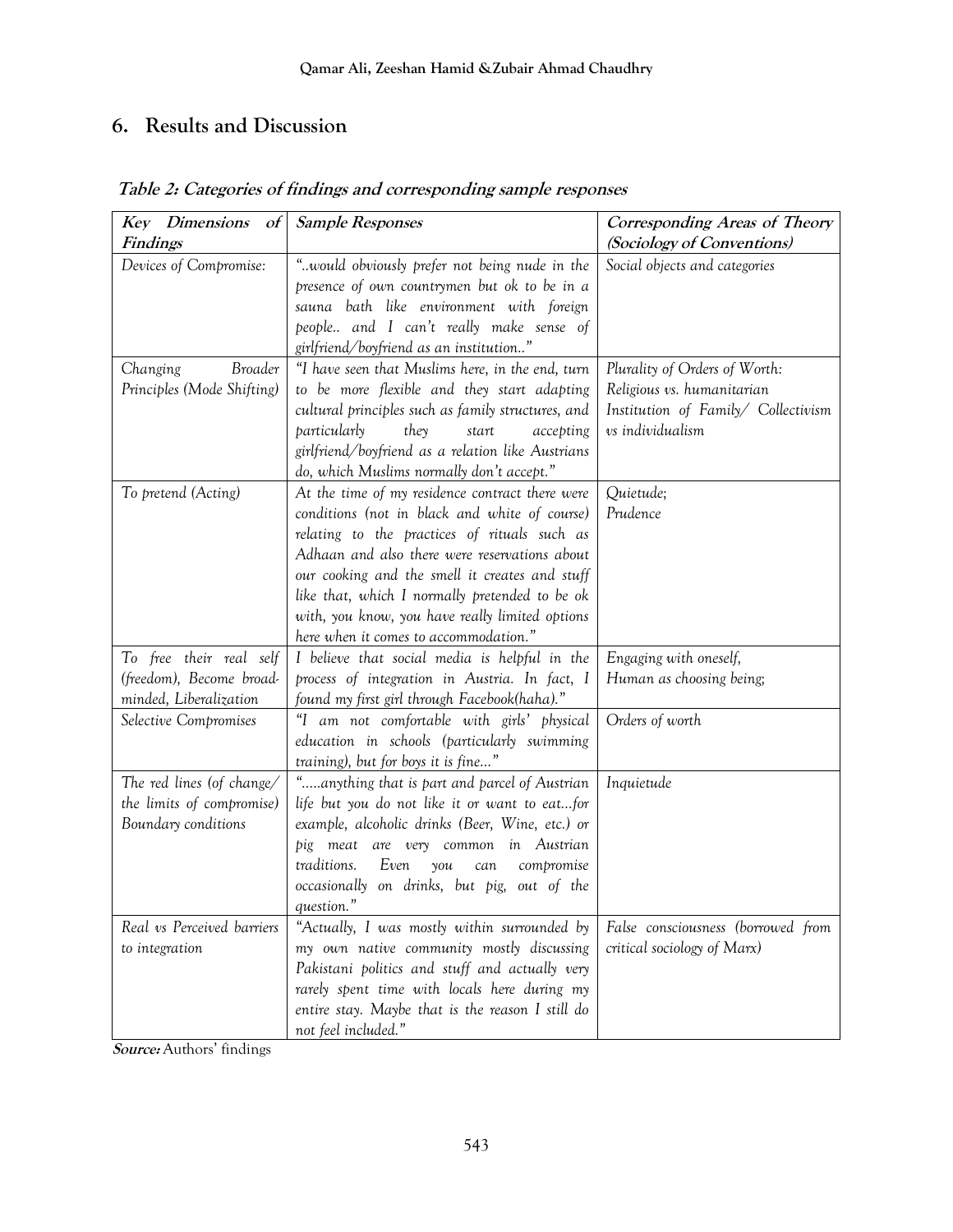## 6. Results and Discussion

**Table 2: Categories of findings and corresponding sample responses**

| *Key Dimensions of Findings* | Sample Responses | *Corresponding Areas of Theory (Sociology of Conventions)* |
|---|---|---|
| *Devices of Compromise:* | *"..would obviously prefer not being nude in the presence of own countrymen but ok to be in a sauna bath like environment with foreign people.. and I can't really make sense of girlfriend/boyfriend as an institution.."* | *Social objects and categories* |
| *Changing Broader Principles (Mode Shifting)* | *"I have seen that Muslims here, in the end, turn to be more flexible and they start adapting cultural principles such as family structures, and particularly they start accepting girlfriend/boyfriend as a relation like Austrians do, which Muslims normally don't accept."* | *Plurality of Orders of Worth: Religious vs. humanitarian Institution of Family/ Collectivism vs individualism* |
| *To pretend (Acting)* | *At the time of my residence contract there were conditions (not in black and white of course) relating to the practices of rituals such as Adhaan and also there were reservations about our cooking and the smell it creates and stuff like that, which I normally pretended to be ok with, you know, you have really limited options here when it comes to accommodation."* | *Quietude; Prudence* |
| *To free their real self (freedom), Become broad-minded, Liberalization* | *I believe that social media is helpful in the process of integration in Austria. In fact, I found my first girl through Facebook(haha)."* | *Engaging with oneself, Human as choosing being;* |
| *Selective Compromises* | *"I am not comfortable with girls' physical education in schools (particularly swimming training), but for boys it is fine..."* | *Orders of worth* |
| *The red lines (of change/ the limits of compromise) Boundary conditions* | *".....anything that is part and parcel of Austrian life but you do not like it or want to eat...for example, alcoholic drinks (Beer, Wine, etc.) or pig meat are very common in Austrian traditions. Even you can compromise occasionally on drinks, but pig, out of the question."* | *Inquietude* |
| *Real vs Perceived barriers to integration* | *"Actually, I was mostly within surrounded by my own native community mostly discussing Pakistani politics and stuff and actually very rarely spent time with locals here during my entire stay. Maybe that is the reason I still do not feel included."* | *False consciousness (borrowed from critical sociology of Marx)* |

***Source:*** Authors' findings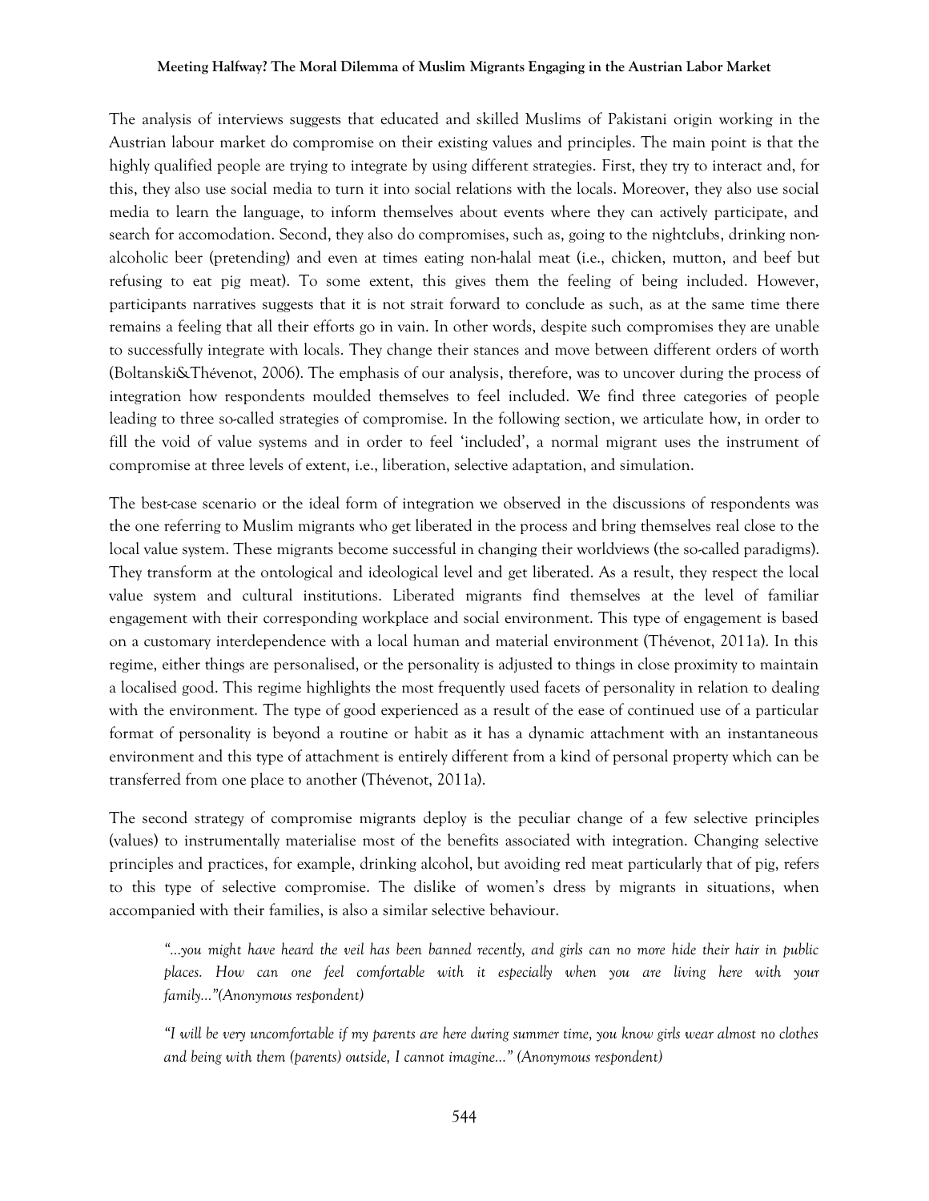The analysis of interviews suggests that educated and skilled Muslims of Pakistani origin working in the Austrian labour market do compromise on their existing values and principles. The main point is that the highly qualified people are trying to integrate by using different strategies. First, they try to interact and, for this, they also use social media to turn it into social relations with the locals. Moreover, they also use social media to learn the language, to inform themselves about events where they can actively participate, and search for accomodation. Second, they also do compromises, such as, going to the nightclubs, drinking non-alcoholic beer (pretending) and even at times eating non-halal meat (i.e., chicken, mutton, and beef but refusing to eat pig meat). To some extent, this gives them the feeling of being included. However, participants narratives suggests that it is not strait forward to conclude as such, as at the same time there remains a feeling that all their efforts go in vain. In other words, despite such compromises they are unable to successfully integrate with locals. They change their stances and move between different orders of worth (Boltanski&Thévenot, 2006). The emphasis of our analysis, therefore, was to uncover during the process of integration how respondents moulded themselves to feel included. We find three categories of people leading to three so-called strategies of compromise. In the following section, we articulate how, in order to fill the void of value systems and in order to feel 'included', a normal migrant uses the instrument of compromise at three levels of extent, i.e., liberation, selective adaptation, and simulation.

The best-case scenario or the ideal form of integration we observed in the discussions of respondents was the one referring to Muslim migrants who get liberated in the process and bring themselves real close to the local value system. These migrants become successful in changing their worldviews (the so-called paradigms). They transform at the ontological and ideological level and get liberated. As a result, they respect the local value system and cultural institutions. Liberated migrants find themselves at the level of familiar engagement with their corresponding workplace and social environment. This type of engagement is based on a customary interdependence with a local human and material environment (Thévenot, 2011a). In this regime, either things are personalised, or the personality is adjusted to things in close proximity to maintain a localised good. This regime highlights the most frequently used facets of personality in relation to dealing with the environment. The type of good experienced as a result of the ease of continued use of a particular format of personality is beyond a routine or habit as it has a dynamic attachment with an instantaneous environment and this type of attachment is entirely different from a kind of personal property which can be transferred from one place to another (Thévenot, 2011a).

The second strategy of compromise migrants deploy is the peculiar change of a few selective principles (values) to instrumentally materialise most of the benefits associated with integration. Changing selective principles and practices, for example, drinking alcohol, but avoiding red meat particularly that of pig, refers to this type of selective compromise. The dislike of women's dress by migrants in situations, when accompanied with their families, is also a similar selective behaviour.

> *"…you might have heard the veil has been banned recently, and girls can no more hide their hair in public places. How can one feel comfortable with it especially when you are living here with your family…"(Anonymous respondent)*

> *"I will be very uncomfortable if my parents are here during summer time, you know girls wear almost no clothes and being with them (parents) outside, I cannot imagine…" (Anonymous respondent)*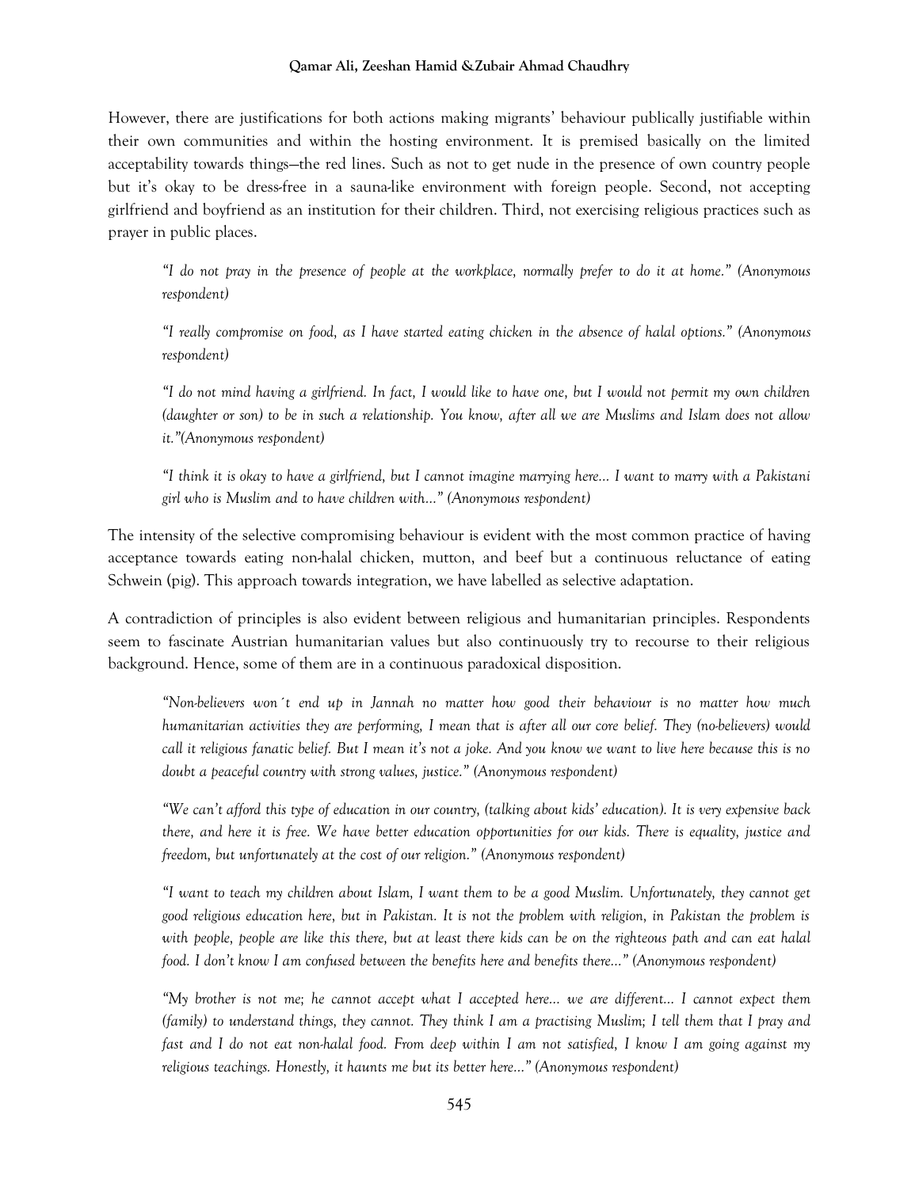However, there are justifications for both actions making migrants' behaviour publically justifiable within their own communities and within the hosting environment. It is premised basically on the limited acceptability towards things—the red lines. Such as not to get nude in the presence of own country people but it's okay to be dress-free in a sauna-like environment with foreign people. Second, not accepting girlfriend and boyfriend as an institution for their children. Third, not exercising religious practices such as prayer in public places.

> *"I do not pray in the presence of people at the workplace, normally prefer to do it at home." (Anonymous respondent)*

> *"I really compromise on food, as I have started eating chicken in the absence of halal options." (Anonymous respondent)*

> *"I do not mind having a girlfriend. In fact, I would like to have one, but I would not permit my own children (daughter or son) to be in such a relationship. You know, after all we are Muslims and Islam does not allow it."(Anonymous respondent)*

> *"I think it is okay to have a girlfriend, but I cannot imagine marrying here… I want to marry with a Pakistani girl who is Muslim and to have children with…" (Anonymous respondent)*

The intensity of the selective compromising behaviour is evident with the most common practice of having acceptance towards eating non-halal chicken, mutton, and beef but a continuous reluctance of eating Schwein (pig). This approach towards integration, we have labelled as selective adaptation.

A contradiction of principles is also evident between religious and humanitarian principles. Respondents seem to fascinate Austrian humanitarian values but also continuously try to recourse to their religious background. Hence, some of them are in a continuous paradoxical disposition.

> *"Non-believers won´t end up in Jannah no matter how good their behaviour is no matter how much humanitarian activities they are performing, I mean that is after all our core belief. They (no-believers) would call it religious fanatic belief. But I mean it's not a joke. And you know we want to live here because this is no doubt a peaceful country with strong values, justice." (Anonymous respondent)*

> *"We can't afford this type of education in our country, (talking about kids' education). It is very expensive back there, and here it is free. We have better education opportunities for our kids. There is equality, justice and freedom, but unfortunately at the cost of our religion." (Anonymous respondent)*

> *"I want to teach my children about Islam, I want them to be a good Muslim. Unfortunately, they cannot get good religious education here, but in Pakistan. It is not the problem with religion, in Pakistan the problem is with people, people are like this there, but at least there kids can be on the righteous path and can eat halal food. I don't know I am confused between the benefits here and benefits there…" (Anonymous respondent)*

> *"My brother is not me; he cannot accept what I accepted here… we are different… I cannot expect them (family) to understand things, they cannot. They think I am a practising Muslim; I tell them that I pray and fast and I do not eat non-halal food. From deep within I am not satisfied, I know I am going against my religious teachings. Honestly, it haunts me but its better here…" (Anonymous respondent)*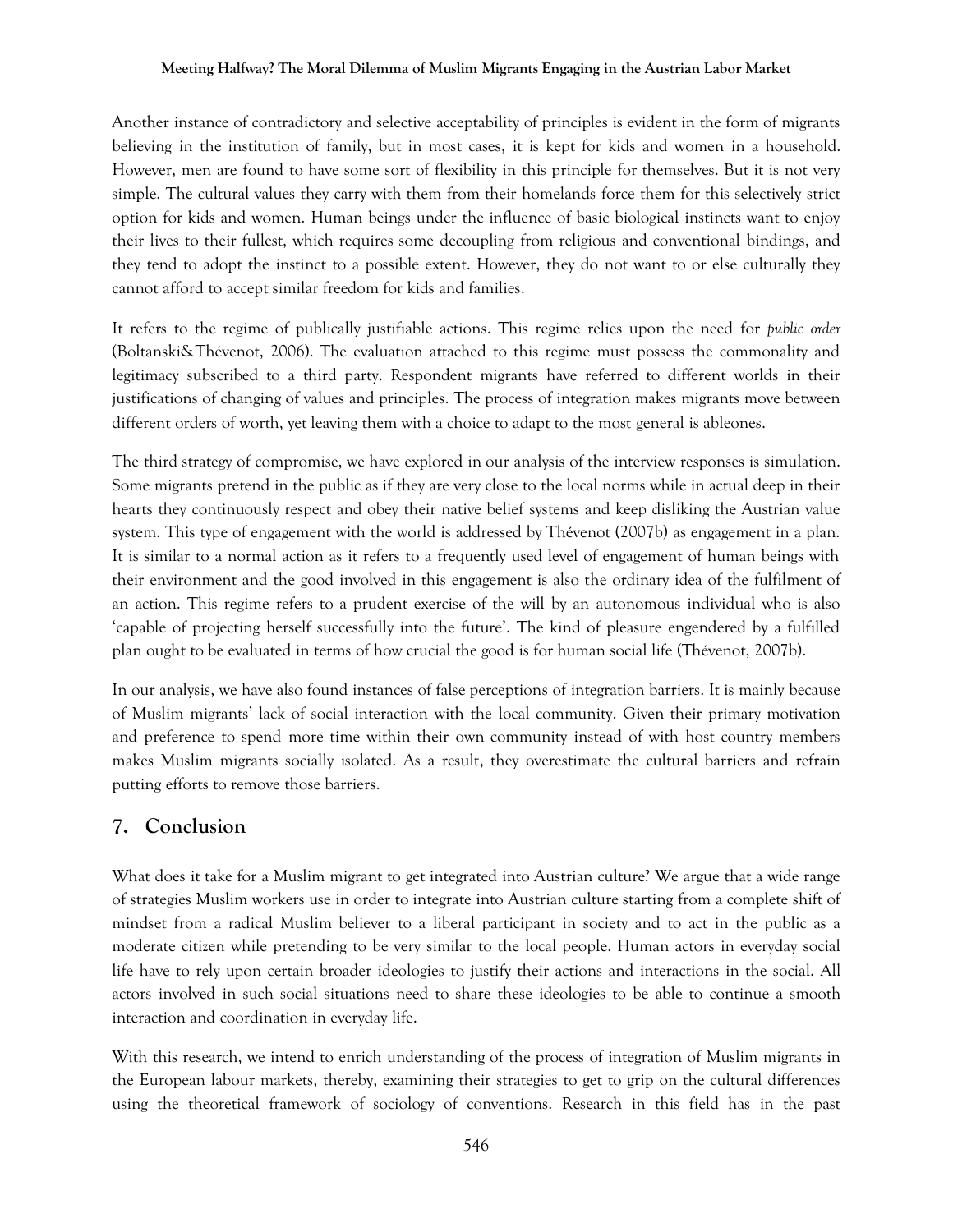Another instance of contradictory and selective acceptability of principles is evident in the form of migrants believing in the institution of family, but in most cases, it is kept for kids and women in a household. However, men are found to have some sort of flexibility in this principle for themselves. But it is not very simple. The cultural values they carry with them from their homelands force them for this selectively strict option for kids and women. Human beings under the influence of basic biological instincts want to enjoy their lives to their fullest, which requires some decoupling from religious and conventional bindings, and they tend to adopt the instinct to a possible extent. However, they do not want to or else culturally they cannot afford to accept similar freedom for kids and families.

It refers to the regime of publically justifiable actions. This regime relies upon the need for *public order* (Boltanski&Thévenot, 2006). The evaluation attached to this regime must possess the commonality and legitimacy subscribed to a third party. Respondent migrants have referred to different worlds in their justifications of changing of values and principles. The process of integration makes migrants move between different orders of worth, yet leaving them with a choice to adapt to the most general is ableones.

The third strategy of compromise, we have explored in our analysis of the interview responses is simulation. Some migrants pretend in the public as if they are very close to the local norms while in actual deep in their hearts they continuously respect and obey their native belief systems and keep disliking the Austrian value system. This type of engagement with the world is addressed by Thévenot (2007b) as engagement in a plan. It is similar to a normal action as it refers to a frequently used level of engagement of human beings with their environment and the good involved in this engagement is also the ordinary idea of the fulfilment of an action. This regime refers to a prudent exercise of the will by an autonomous individual who is also 'capable of projecting herself successfully into the future'. The kind of pleasure engendered by a fulfilled plan ought to be evaluated in terms of how crucial the good is for human social life (Thévenot, 2007b).

In our analysis, we have also found instances of false perceptions of integration barriers. It is mainly because of Muslim migrants' lack of social interaction with the local community. Given their primary motivation and preference to spend more time within their own community instead of with host country members makes Muslim migrants socially isolated. As a result, they overestimate the cultural barriers and refrain putting efforts to remove those barriers.

## 7. Conclusion

What does it take for a Muslim migrant to get integrated into Austrian culture? We argue that a wide range of strategies Muslim workers use in order to integrate into Austrian culture starting from a complete shift of mindset from a radical Muslim believer to a liberal participant in society and to act in the public as a moderate citizen while pretending to be very similar to the local people. Human actors in everyday social life have to rely upon certain broader ideologies to justify their actions and interactions in the social. All actors involved in such social situations need to share these ideologies to be able to continue a smooth interaction and coordination in everyday life.

With this research, we intend to enrich understanding of the process of integration of Muslim migrants in the European labour markets, thereby, examining their strategies to get to grip on the cultural differences using the theoretical framework of sociology of conventions. Research in this field has in the past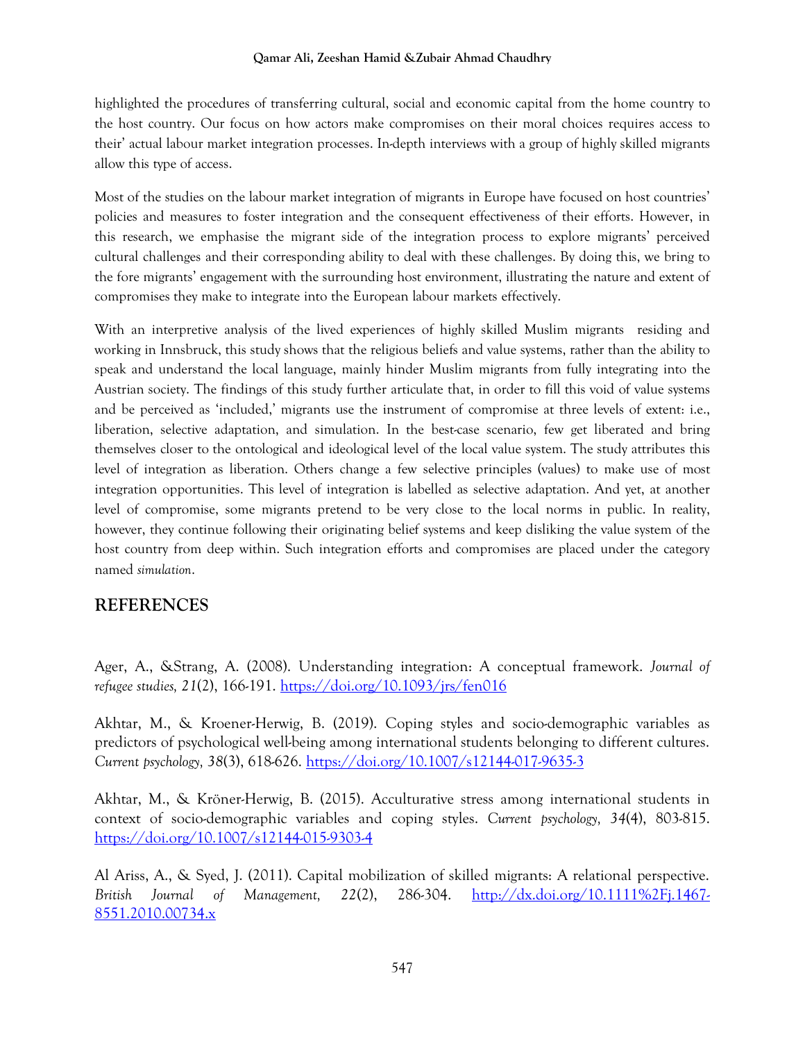highlighted the procedures of transferring cultural, social and economic capital from the home country to the host country. Our focus on how actors make compromises on their moral choices requires access to their' actual labour market integration processes. In-depth interviews with a group of highly skilled migrants allow this type of access.

Most of the studies on the labour market integration of migrants in Europe have focused on host countries' policies and measures to foster integration and the consequent effectiveness of their efforts. However, in this research, we emphasise the migrant side of the integration process to explore migrants' perceived cultural challenges and their corresponding ability to deal with these challenges. By doing this, we bring to the fore migrants' engagement with the surrounding host environment, illustrating the nature and extent of compromises they make to integrate into the European labour markets effectively.

With an interpretive analysis of the lived experiences of highly skilled Muslim migrants residing and working in Innsbruck, this study shows that the religious beliefs and value systems, rather than the ability to speak and understand the local language, mainly hinder Muslim migrants from fully integrating into the Austrian society. The findings of this study further articulate that, in order to fill this void of value systems and be perceived as 'included,' migrants use the instrument of compromise at three levels of extent: i.e., liberation, selective adaptation, and simulation. In the best-case scenario, few get liberated and bring themselves closer to the ontological and ideological level of the local value system. The study attributes this level of integration as liberation. Others change a few selective principles (values) to make use of most integration opportunities. This level of integration is labelled as selective adaptation. And yet, at another level of compromise, some migrants pretend to be very close to the local norms in public. In reality, however, they continue following their originating belief systems and keep disliking the value system of the host country from deep within. Such integration efforts and compromises are placed under the category named *simulation*.

## REFERENCES

Ager, A., &Strang, A. (2008). Understanding integration: A conceptual framework. *Journal of refugee studies, 21*(2), 166-191. https://doi.org/10.1093/jrs/fen016

Akhtar, M., & Kroener-Herwig, B. (2019). Coping styles and socio-demographic variables as predictors of psychological well-being among international students belonging to different cultures. *Current psychology, 38*(3), 618-626. https://doi.org/10.1007/s12144-017-9635-3

Akhtar, M., & Kröner-Herwig, B. (2015). Acculturative stress among international students in context of socio-demographic variables and coping styles. *Current psychology, 34*(4), 803-815. https://doi.org/10.1007/s12144-015-9303-4

Al Ariss, A., & Syed, J. (2011). Capital mobilization of skilled migrants: A relational perspective. *British Journal of Management, 22*(2), 286-304. http://dx.doi.org/10.1111%2Fj.1467-8551.2010.00734.x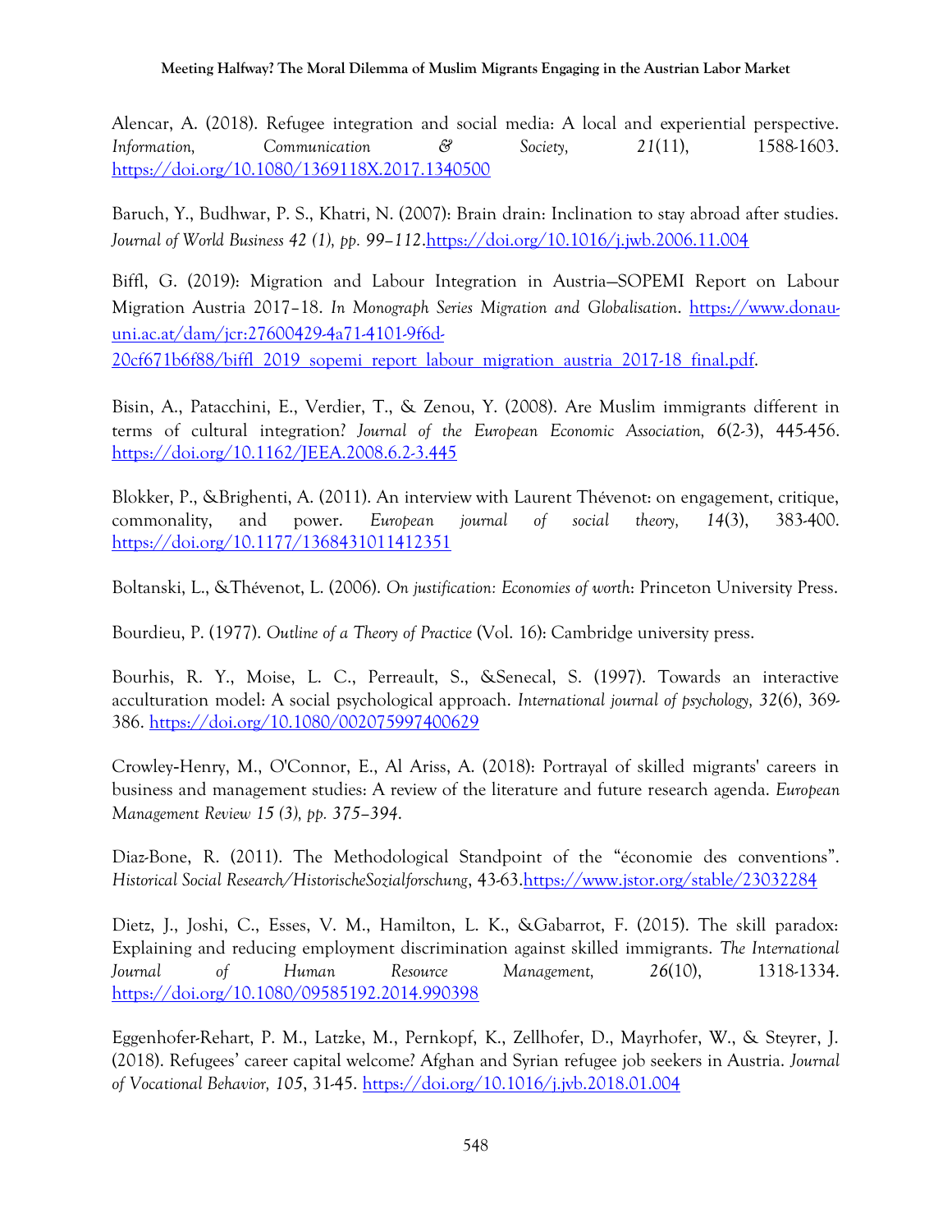Alencar, A. (2018). Refugee integration and social media: A local and experiential perspective. *Information, Communication & Society, 21*(11), 1588-1603. https://doi.org/10.1080/1369118X.2017.1340500

Baruch, Y., Budhwar, P. S., Khatri, N. (2007): Brain drain: Inclination to stay abroad after studies. *Journal of World Business 42 (1), pp. 99–112*.https://doi.org/10.1016/j.jwb.2006.11.004

Biffl, G. (2019): Migration and Labour Integration in Austria—SOPEMI Report on Labour Migration Austria 2017–18. *In Monograph Series Migration and Globalisation*. https://www.donau-uni.ac.at/dam/jcr:27600429-4a71-4101-9f6d-20cf671b6f88/biffl_2019_sopemi_report_labour_migration_austria_2017-18_final.pdf.

Bisin, A., Patacchini, E., Verdier, T., & Zenou, Y. (2008). Are Muslim immigrants different in terms of cultural integration? *Journal of the European Economic Association, 6*(2-3), 445-456. https://doi.org/10.1162/JEEA.2008.6.2-3.445

Blokker, P., &Brighenti, A. (2011). An interview with Laurent Thévenot: on engagement, critique, commonality, and power. *European journal of social theory, 14*(3), 383-400. https://doi.org/10.1177/1368431011412351

Boltanski, L., &Thévenot, L. (2006). *On justification: Economies of worth*: Princeton University Press.

Bourdieu, P. (1977). *Outline of a Theory of Practice* (Vol. 16): Cambridge university press.

Bourhis, R. Y., Moise, L. C., Perreault, S., &Senecal, S. (1997). Towards an interactive acculturation model: A social psychological approach. *International journal of psychology, 32*(6), 369-386. https://doi.org/10.1080/002075997400629

Crowley-Henry, M., O'Connor, E., Al Ariss, A. (2018): Portrayal of skilled migrants' careers in business and management studies: A review of the literature and future research agenda. *European Management Review 15 (3), pp. 375–394*.

Diaz-Bone, R. (2011). The Methodological Standpoint of the "économie des conventions". *Historical Social Research/HistorischeSozialforschung*, 43-63.https://www.jstor.org/stable/23032284

Dietz, J., Joshi, C., Esses, V. M., Hamilton, L. K., &Gabarrot, F. (2015). The skill paradox: Explaining and reducing employment discrimination against skilled immigrants. *The International Journal of Human Resource Management, 26*(10), 1318-1334. https://doi.org/10.1080/09585192.2014.990398

Eggenhofer-Rehart, P. M., Latzke, M., Pernkopf, K., Zellhofer, D., Mayrhofer, W., & Steyrer, J. (2018). Refugees' career capital welcome? Afghan and Syrian refugee job seekers in Austria. *Journal of Vocational Behavior, 105*, 31-45. https://doi.org/10.1016/j.jvb.2018.01.004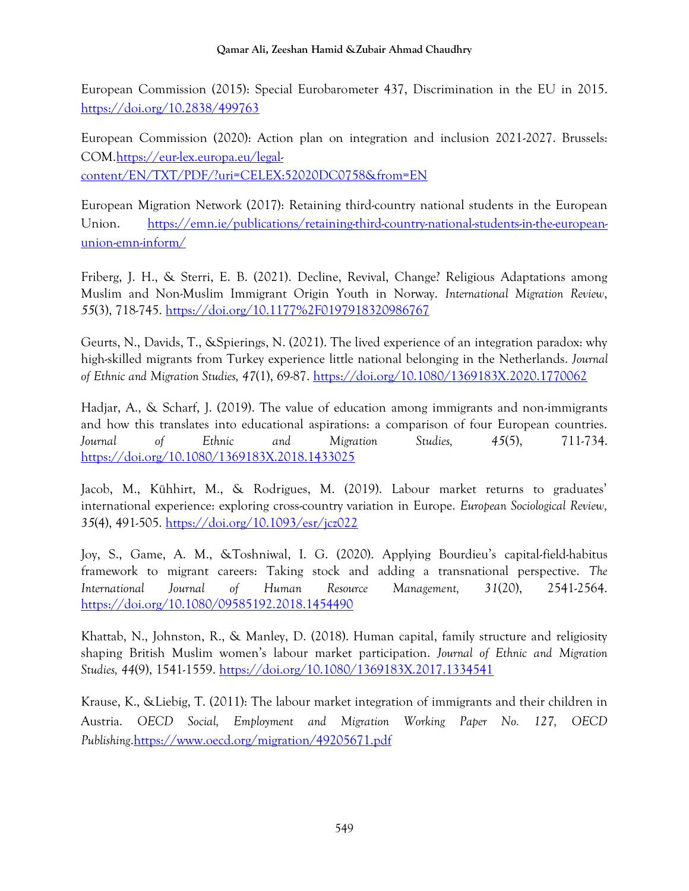European Commission (2015): Special Eurobarometer 437, Discrimination in the EU in 2015. https://doi.org/10.2838/499763

European Commission (2020): Action plan on integration and inclusion 2021-2027. Brussels: COM.https://eur-lex.europa.eu/legal-content/EN/TXT/PDF/?uri=CELEX:52020DC0758&from=EN

European Migration Network (2017): Retaining third-country national students in the European Union. https://emn.ie/publications/retaining-third-country-national-students-in-the-european-union-emn-inform/

Friberg, J. H., & Sterri, E. B. (2021). Decline, Revival, Change? Religious Adaptations among Muslim and Non-Muslim Immigrant Origin Youth in Norway. *International Migration Review*, *55*(3), 718-745. https://doi.org/10.1177%2F0197918320986767

Geurts, N., Davids, T., &Spierings, N. (2021). The lived experience of an integration paradox: why high-skilled migrants from Turkey experience little national belonging in the Netherlands. *Journal of Ethnic and Migration Studies, 47*(1), 69-87. https://doi.org/10.1080/1369183X.2020.1770062

Hadjar, A., & Scharf, J. (2019). The value of education among immigrants and non-immigrants and how this translates into educational aspirations: a comparison of four European countries. *Journal of Ethnic and Migration Studies, 45*(5), 711-734. https://doi.org/10.1080/1369183X.2018.1433025

Jacob, M., Kühhirt, M., & Rodrigues, M. (2019). Labour market returns to graduates' international experience: exploring cross-country variation in Europe. *European Sociological Review, 35*(4), 491-505. https://doi.org/10.1093/esr/jcz022

Joy, S., Game, A. M., &Toshniwal, I. G. (2020). Applying Bourdieu's capital-field-habitus framework to migrant careers: Taking stock and adding a transnational perspective. *The International Journal of Human Resource Management, 31*(20), 2541-2564. https://doi.org/10.1080/09585192.2018.1454490

Khattab, N., Johnston, R., & Manley, D. (2018). Human capital, family structure and religiosity shaping British Muslim women's labour market participation. *Journal of Ethnic and Migration Studies, 44*(9), 1541-1559. https://doi.org/10.1080/1369183X.2017.1334541

Krause, K., &Liebig, T. (2011): The labour market integration of immigrants and their children in Austria. *OECD Social, Employment and Migration Working Paper No. 127, OECD Publishing*.https://www.oecd.org/migration/49205671.pdf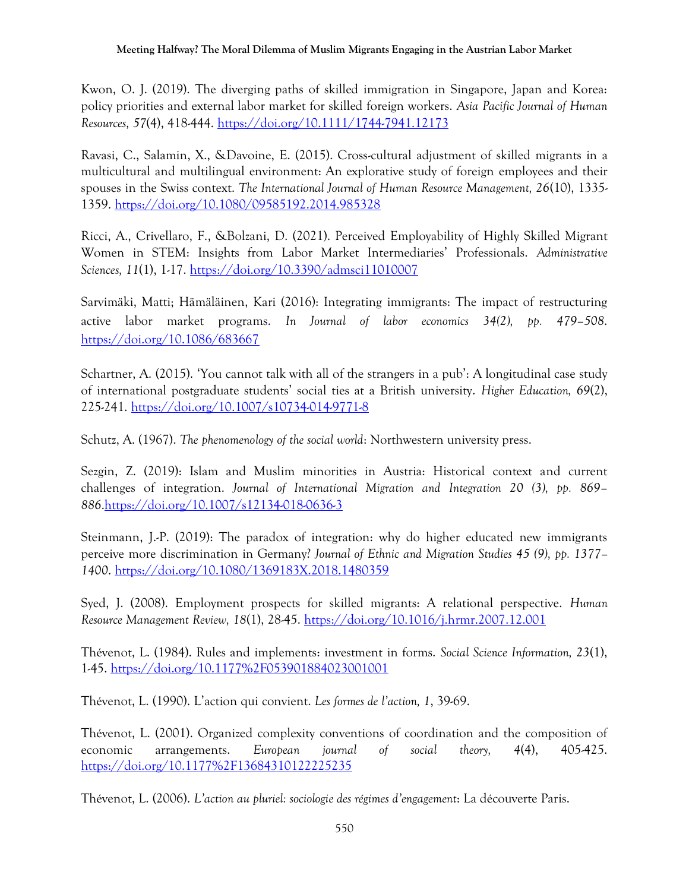Kwon, O. J. (2019). The diverging paths of skilled immigration in Singapore, Japan and Korea: policy priorities and external labor market for skilled foreign workers. *Asia Pacific Journal of Human Resources, 57*(4), 418-444. https://doi.org/10.1111/1744-7941.12173

Ravasi, C., Salamin, X., &Davoine, E. (2015). Cross-cultural adjustment of skilled migrants in a multicultural and multilingual environment: An explorative study of foreign employees and their spouses in the Swiss context. *The International Journal of Human Resource Management, 26*(10), 1335-1359. https://doi.org/10.1080/09585192.2014.985328

Ricci, A., Crivellaro, F., &Bolzani, D. (2021). Perceived Employability of Highly Skilled Migrant Women in STEM: Insights from Labor Market Intermediaries' Professionals. *Administrative Sciences, 11*(1), 1-17. https://doi.org/10.3390/admsci11010007

Sarvimäki, Matti; Hämäläinen, Kari (2016): Integrating immigrants: The impact of restructuring active labor market programs. *In Journal of labor economics 34(2), pp. 479–508*. https://doi.org/10.1086/683667

Schartner, A. (2015). 'You cannot talk with all of the strangers in a pub': A longitudinal case study of international postgraduate students' social ties at a British university. *Higher Education, 69*(2), 225-241. https://doi.org/10.1007/s10734-014-9771-8

Schutz, A. (1967). *The phenomenology of the social world*: Northwestern university press.

Sezgin, Z. (2019): Islam and Muslim minorities in Austria: Historical context and current challenges of integration. *Journal of International Migration and Integration 20 (3), pp. 869–886*.https://doi.org/10.1007/s12134-018-0636-3

Steinmann, J.-P. (2019): The paradox of integration: why do higher educated new immigrants perceive more discrimination in Germany? *Journal of Ethnic and Migration Studies 45 (9), pp. 1377–1400*. https://doi.org/10.1080/1369183X.2018.1480359

Syed, J. (2008). Employment prospects for skilled migrants: A relational perspective. *Human Resource Management Review, 18*(1), 28-45. https://doi.org/10.1016/j.hrmr.2007.12.001

Thévenot, L. (1984). Rules and implements: investment in forms. *Social Science Information, 23*(1), 1-45. https://doi.org/10.1177%2F053901884023001001

Thévenot, L. (1990). L'action qui convient. *Les formes de l'action, 1*, 39-69.

Thévenot, L. (2001). Organized complexity conventions of coordination and the composition of economic arrangements. *European journal of social theory, 4*(4), 405-425. https://doi.org/10.1177%2F13684310122225235

Thévenot, L. (2006). *L'action au pluriel: sociologie des régimes d'engagement*: La découverte Paris.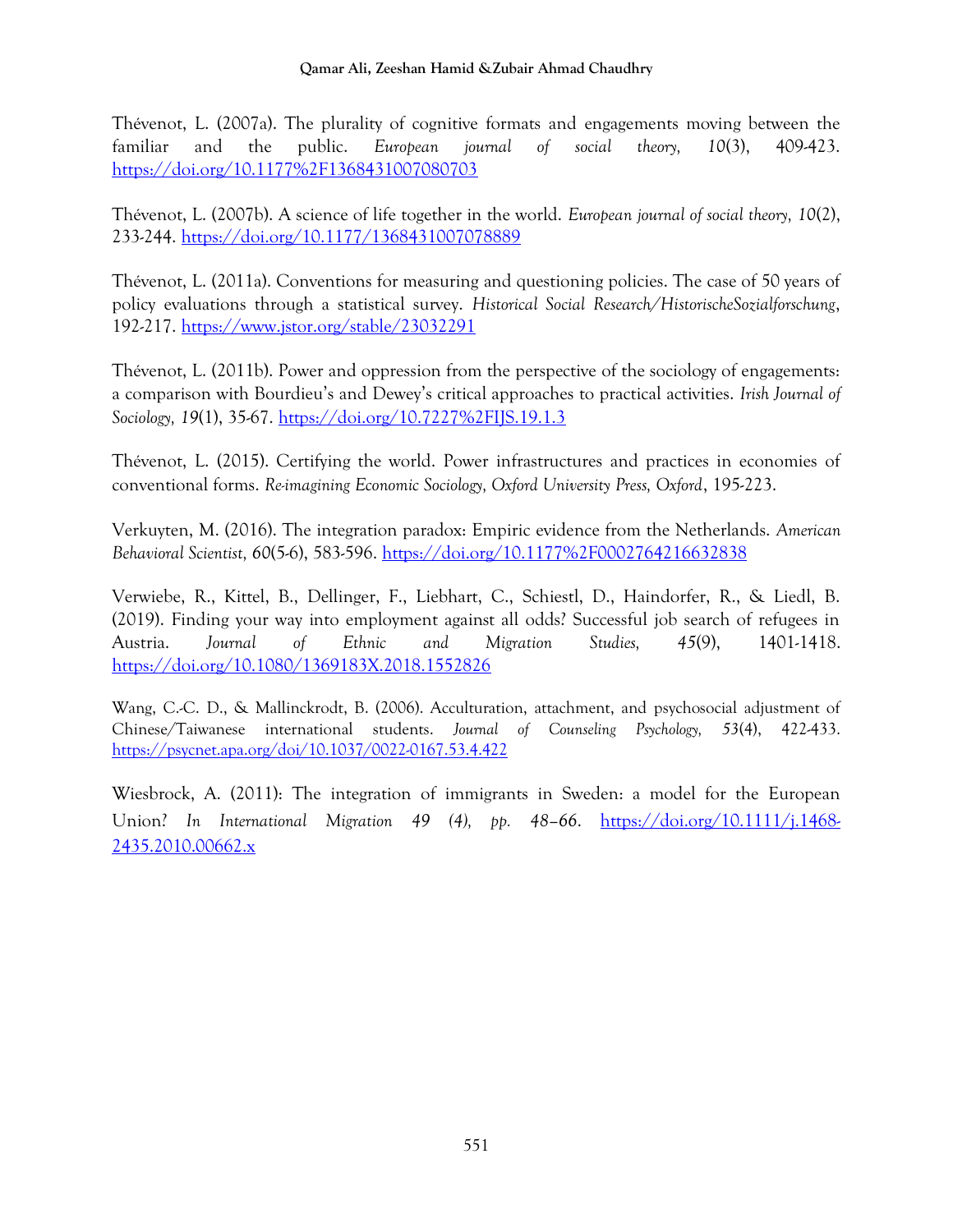Thévenot, L. (2007a). The plurality of cognitive formats and engagements moving between the familiar and the public. *European journal of social theory, 10*(3), 409-423. https://doi.org/10.1177%2F1368431007080703

Thévenot, L. (2007b). A science of life together in the world. *European journal of social theory, 10*(2), 233-244. https://doi.org/10.1177/1368431007078889

Thévenot, L. (2011a). Conventions for measuring and questioning policies. The case of 50 years of policy evaluations through a statistical survey. *Historical Social Research/HistorischeSozialforschung*, 192-217. https://www.jstor.org/stable/23032291

Thévenot, L. (2011b). Power and oppression from the perspective of the sociology of engagements: a comparison with Bourdieu's and Dewey's critical approaches to practical activities. *Irish Journal of Sociology, 19*(1), 35-67. https://doi.org/10.7227%2FIJS.19.1.3

Thévenot, L. (2015). Certifying the world. Power infrastructures and practices in economies of conventional forms. *Re-imagining Economic Sociology, Oxford University Press, Oxford*, 195-223.

Verkuyten, M. (2016). The integration paradox: Empiric evidence from the Netherlands. *American Behavioral Scientist, 60*(5-6), 583-596. https://doi.org/10.1177%2F0002764216632838

Verwiebe, R., Kittel, B., Dellinger, F., Liebhart, C., Schiestl, D., Haindorfer, R., & Liedl, B. (2019). Finding your way into employment against all odds? Successful job search of refugees in Austria. *Journal of Ethnic and Migration Studies, 45*(9), 1401-1418. https://doi.org/10.1080/1369183X.2018.1552826

Wang, C.-C. D., & Mallinckrodt, B. (2006). Acculturation, attachment, and psychosocial adjustment of Chinese/Taiwanese international students. *Journal of Counseling Psychology, 53*(4), 422-433. https://psycnet.apa.org/doi/10.1037/0022-0167.53.4.422

Wiesbrock, A. (2011): The integration of immigrants in Sweden: a model for the European Union? *In International Migration 49 (4), pp. 48–66*. https://doi.org/10.1111/j.1468-2435.2010.00662.x